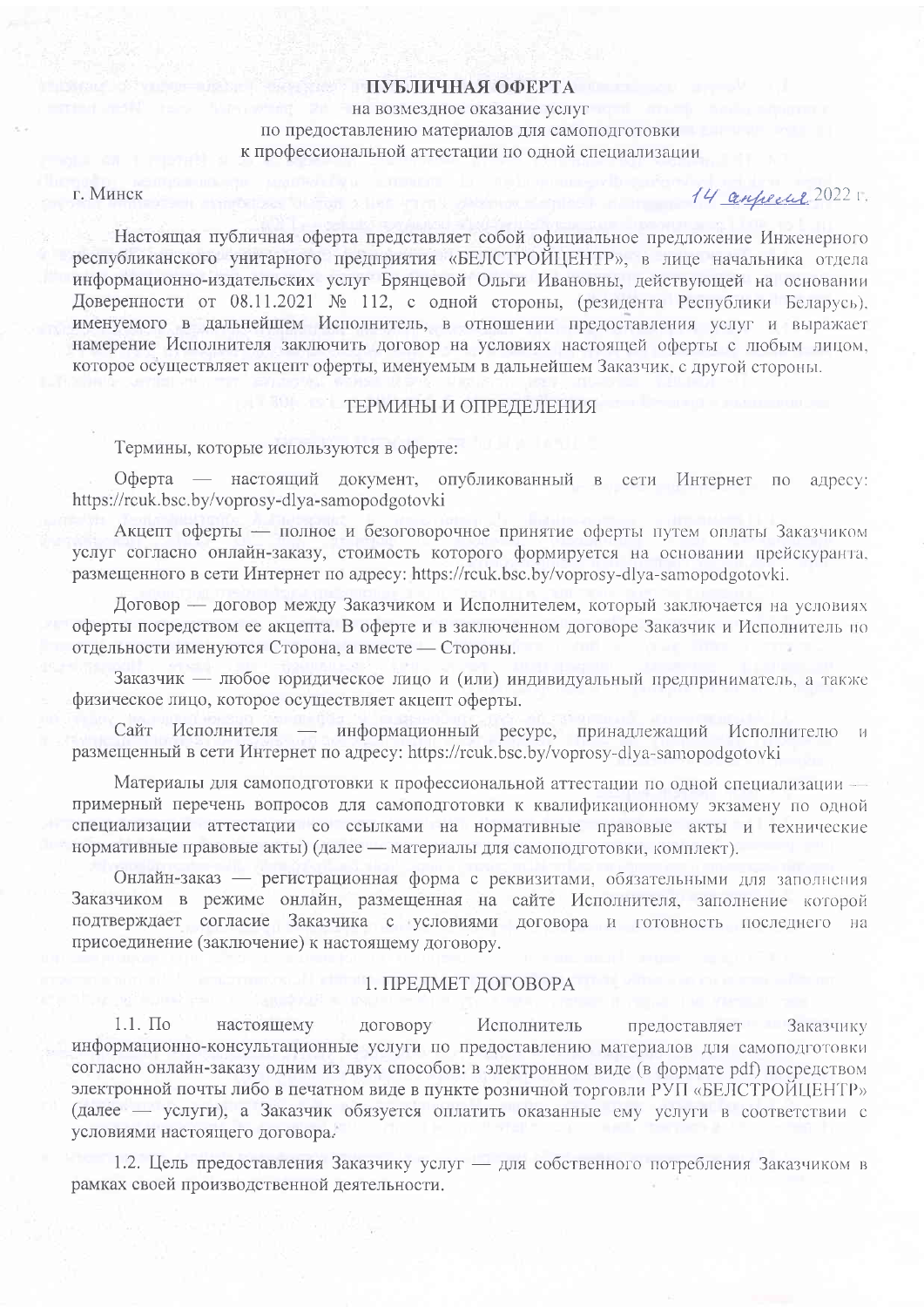# ПУБЛИЧНАЯ ОФЕРТА

на возмездное оказание услуг
по предоставлению материалов для самоподготовки
к профессиональной аттестации по одной специализации

г. Минск 14 апреля 2022 г.

Настоящая публичная оферта представляет собой официальное предложение Инженерного республиканского унитарного предприятия «БЕЛСТРОЙЦЕНТР», в лице начальника отдела информационно-издательских услуг Брянцевой Ольги Ивановны, действующей на основании Доверенности от 08.11.2021 № 112, с одной стороны, (резидента Республики Беларусь), именуемого в дальнейшем Исполнитель, в отношении предоставления услуг и выражает намерение Исполнителя заключить договор на условиях настоящей оферты с любым лицом, которое осуществляет акцепт оферты, именуемым в дальнейшем Заказчик, с другой стороны.

## ТЕРМИНЫ И ОПРЕДЕЛЕНИЯ

Термины, которые используются в оферте:

Оферта — настоящий документ, опубликованный в сети Интернет по адресу: https://rcuk.bsc.by/voprosy-dlya-samopodgotovki

Акцепт оферты — полное и безоговорочное принятие оферты путем оплаты Заказчиком услуг согласно онлайн-заказу, стоимость которого формируется на основании прейскуранта, размещенного в сети Интернет по адресу: https://rcuk.bsc.by/voprosy-dlya-samopodgotovki.

Договор — договор между Заказчиком и Исполнителем, который заключается на условиях оферты посредством ее акцепта. В оферте и в заключенном договоре Заказчик и Исполнитель по отдельности именуются Сторона, а вместе — Стороны.

Заказчик — любое юридическое лицо и (или) индивидуальный предприниматель, а также физическое лицо, которое осуществляет акцепт оферты.

Сайт Исполнителя — информационный ресурс, принадлежащий Исполнителю и размещенный в сети Интернет по адресу: https://rcuk.bsc.by/voprosy-dlya-samopodgotovki

Материалы для самоподготовки к профессиональной аттестации по одной специализации — примерный перечень вопросов для самоподготовки к квалификационному экзамену по одной специализации аттестации со ссылками на нормативные правовые акты и технические нормативные правовые акты) (далее — материалы для самоподготовки, комплект).

Онлайн-заказ — регистрационная форма с реквизитами, обязательными для заполнения Заказчиком в режиме онлайн, размещенная на сайте Исполнителя, заполнение которой подтверждает согласие Заказчика с условиями договора и готовность последнего на присоединение (заключение) к настоящему договору.

## 1. ПРЕДМЕТ ДОГОВОРА

1.1. По настоящему договору Исполнитель предоставляет Заказчику информационно-консультационные услуги по предоставлению материалов для самоподготовки согласно онлайн-заказу одним из двух способов: в электронном виде (в формате pdf) посредством электронной почты либо в печатном виде в пункте розничной торговли РУП «БЕЛСТРОЙЦЕНТР» (далее — услуги), а Заказчик обязуется оплатить оказанные ему услуги в соответствии с условиями настоящего договора.

1.2. Цель предоставления Заказчику услуг — для собственного потребления Заказчиком в рамках своей производственной деятельности.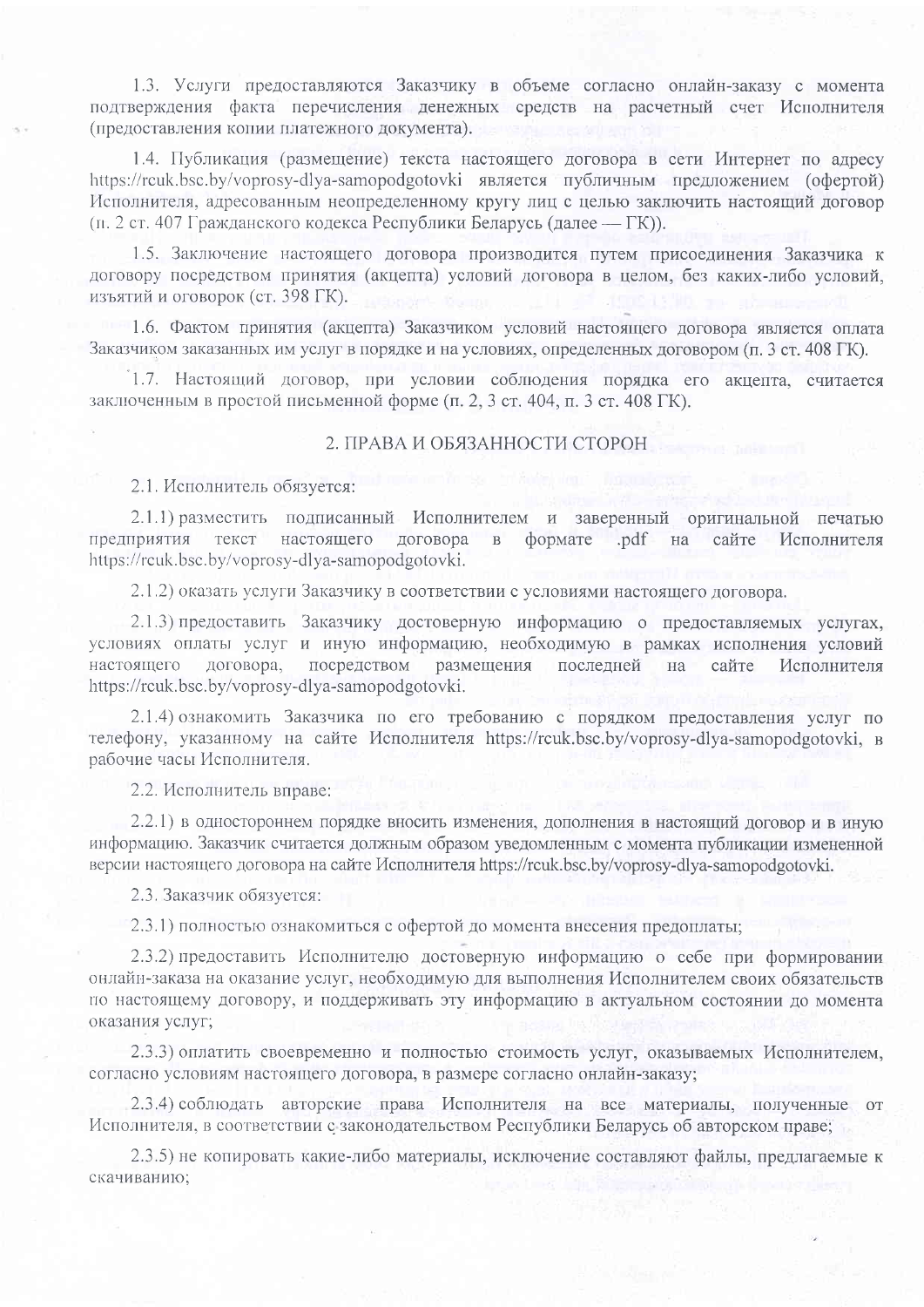1.3. Услуги предоставляются Заказчику в объеме согласно онлайн-заказу с момента подтверждения факта перечисления денежных средств на расчетный счет Исполнителя (предоставления копии платежного документа).

1.4. Публикация (размещение) текста настоящего договора в сети Интернет по адресу https://rcuk.bsc.by/voprosy-dlya-samopodgotovki является публичным предложением (офертой) Исполнителя, адресованным неопределенному кругу лиц с целью заключить настоящий договор (п. 2 ст. 407 Гражданского кодекса Республики Беларусь (далее — ГК)).

1.5. Заключение настоящего договора производится путем присоединения Заказчика к договору посредством принятия (акцепта) условий договора в целом, без каких-либо условий, изъятий и оговорок (ст. 398 ГК).

1.6. Фактом принятия (акцепта) Заказчиком условий настоящего договора является оплата Заказчиком заказанных им услуг в порядке и на условиях, определенных договором (п. 3 ст. 408 ГК).

1.7. Настоящий договор, при условии соблюдения порядка его акцепта, считается заключенным в простой письменной форме (п. 2, 3 ст. 404, п. 3 ст. 408 ГК).

## 2. ПРАВА И ОБЯЗАННОСТИ СТОРОН

2.1. Исполнитель обязуется:

2.1.1) разместить подписанный Исполнителем и заверенный оригинальной печатью предприятия текст настоящего договора в формате .pdf на сайте Исполнителя https://rcuk.bsc.by/voprosy-dlya-samopodgotovki.

2.1.2) оказать услуги Заказчику в соответствии с условиями настоящего договора.

2.1.3) предоставить Заказчику достоверную информацию о предоставляемых услугах, условиях оплаты услуг и иную информацию, необходимую в рамках исполнения условий настоящего договора, посредством размещения последней на сайте Исполнителя https://rcuk.bsc.by/voprosy-dlya-samopodgotovki.

2.1.4) ознакомить Заказчика по его требованию с порядком предоставления услуг по телефону, указанному на сайте Исполнителя https://rcuk.bsc.by/voprosy-dlya-samopodgotovki, в рабочие часы Исполнителя.

2.2. Исполнитель вправе:

2.2.1) в одностороннем порядке вносить изменения, дополнения в настоящий договор и в иную информацию. Заказчик считается должным образом уведомленным с момента публикации измененной версии настоящего договора на сайте Исполнителя https://rcuk.bsc.by/voprosy-dlya-samopodgotovki.

2.3. Заказчик обязуется:

2.3.1) полностью ознакомиться с офертой до момента внесения предоплаты;

2.3.2) предоставить Исполнителю достоверную информацию о себе при формировании онлайн-заказа на оказание услуг, необходимую для выполнения Исполнителем своих обязательств по настоящему договору, и поддерживать эту информацию в актуальном состоянии до момента оказания услуг;

2.3.3) оплатить своевременно и полностью стоимость услуг, оказываемых Исполнителем, согласно условиям настоящего договора, в размере согласно онлайн-заказу;

2.3.4) соблюдать авторские права Исполнителя на все материалы, полученные от Исполнителя, в соответствии с законодательством Республики Беларусь об авторском праве;

2.3.5) не копировать какие-либо материалы, исключение составляют файлы, предлагаемые к скачиванию;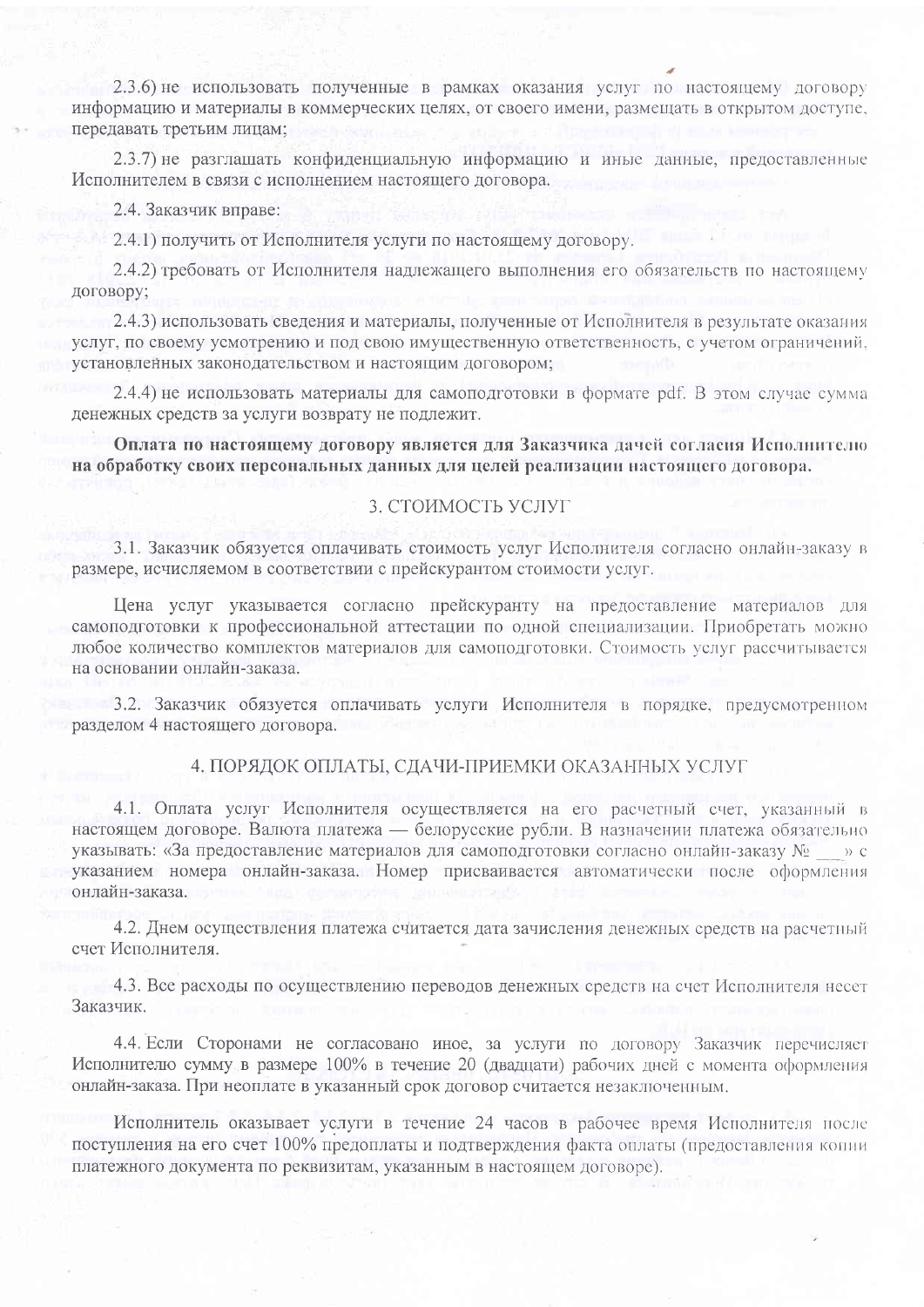2.3.6) не использовать полученные в рамках оказания услуг по настоящему договору информацию и материалы в коммерческих целях, от своего имени, размещать в открытом доступе, передавать третьим лицам;

2.3.7) не разглашать конфиденциальную информацию и иные данные, предоставленные Исполнителем в связи с исполнением настоящего договора.

2.4. Заказчик вправе:

2.4.1) получить от Исполнителя услуги по настоящему договору.

2.4.2) требовать от Исполнителя надлежащего выполнения его обязательств по настоящему договору;

2.4.3) использовать сведения и материалы, полученные от Исполнителя в результате оказания услуг, по своему усмотрению и под свою имущественную ответственность, с учетом ограничений, установленных законодательством и настоящим договором;

2.4.4) не использовать материалы для самоподготовки в формате pdf. В этом случае сумма денежных средств за услуги возврату не подлежит.

**Оплата по настоящему договору является для Заказчика дачей согласия Исполнителю на обработку своих персональных данных для целей реализации настоящего договора.**

## 3. СТОИМОСТЬ УСЛУГ

3.1. Заказчик обязуется оплачивать стоимость услуг Исполнителя согласно онлайн-заказу в размере, исчисляемом в соответствии с прейскурантом стоимости услуг.

Цена услуг указывается согласно прейскуранту на предоставление материалов для самоподготовки к профессиональной аттестации по одной специализации. Приобретать можно любое количество комплектов материалов для самоподготовки. Стоимость услуг рассчитывается на основании онлайн-заказа.

3.2. Заказчик обязуется оплачивать услуги Исполнителя в порядке, предусмотренном разделом 4 настоящего договора.

## 4. ПОРЯДОК ОПЛАТЫ, СДАЧИ-ПРИЕМКИ ОКАЗАННЫХ УСЛУГ

4.1. Оплата услуг Исполнителя осуществляется на его расчетный счет, указанный в настоящем договоре. Валюта платежа — белорусские рубли. В назначении платежа обязательно указывать: «За предоставление материалов для самоподготовки согласно онлайн-заказу № \_\_\_» с указанием номера онлайн-заказа. Номер присваивается автоматически после оформления онлайн-заказа.

4.2. Днем осуществления платежа считается дата зачисления денежных средств на расчетный счет Исполнителя.

4.3. Все расходы по осуществлению переводов денежных средств на счет Исполнителя несет Заказчик.

4.4. Если Сторонами не согласовано иное, за услуги по договору Заказчик перечисляет Исполнителю сумму в размере 100% в течение 20 (двадцати) рабочих дней с момента оформления онлайн-заказа. При неоплате в указанный срок договор считается незаключенным.

Исполнитель оказывает услуги в течение 24 часов в рабочее время Исполнителя после поступления на его счет 100% предоплаты и подтверждения факта оплаты (предоставления копии платежного документа по реквизитам, указанным в настоящем договоре).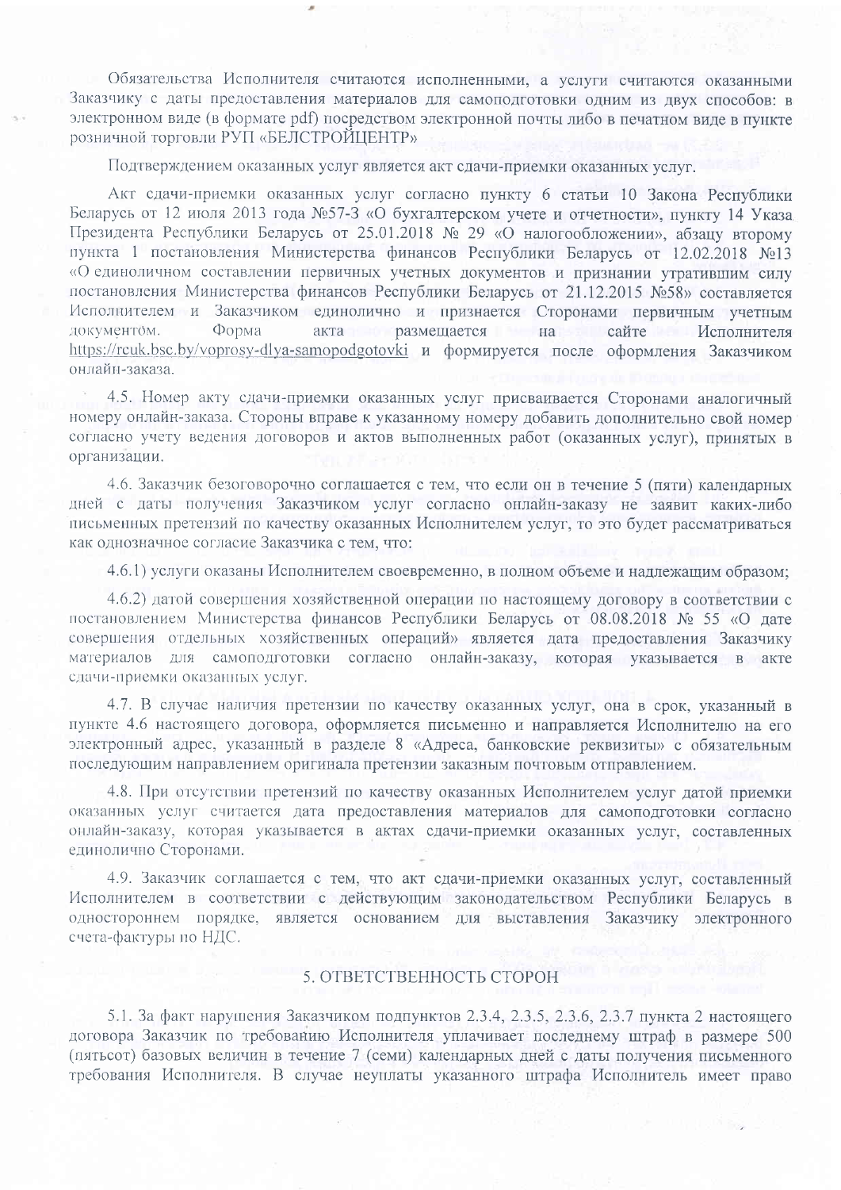Обязательства Исполнителя считаются исполненными, а услуги считаются оказанными Заказчику с даты предоставления материалов для самоподготовки одним из двух способов: в электронном виде (в формате pdf) посредством электронной почты либо в печатном виде в пункте розничной торговли РУП «БЕЛСТРОЙЦЕНТР»

Подтверждением оказанных услуг является акт сдачи-приемки оказанных услуг.

Акт сдачи-приемки оказанных услуг согласно пункту 6 статьи 10 Закона Республики Беларусь от 12 июля 2013 года №57-3 «О бухгалтерском учете и отчетности», пункту 14 Указа Президента Республики Беларусь от 25.01.2018 № 29 «О налогообложении», абзацу второму пункта 1 постановления Министерства финансов Республики Беларусь от 12.02.2018 №13 «О единоличном составлении первичных учетных документов и признании утратившим силу постановления Министерства финансов Республики Беларусь от 21.12.2015 №58» составляется Исполнителем и Заказчиком единолично и признается Сторонами первичным учетным документом. Форма акта размещается на сайте Исполнителя https://rcuk.bsc.by/voprosy-dlya-samopodgotovki и формируется после оформления Заказчиком онлайн-заказа.

4.5. Номер акту сдачи-приемки оказанных услуг присваивается Сторонами аналогичный номеру онлайн-заказа. Стороны вправе к указанному номеру добавить дополнительно свой номер согласно учету ведения договоров и актов выполненных работ (оказанных услуг), принятых в организации.

4.6. Заказчик безоговорочно соглашается с тем, что если он в течение 5 (пяти) календарных дней с даты получения Заказчиком услуг согласно онлайн-заказу не заявит каких-либо письменных претензий по качеству оказанных Исполнителем услуг, то это будет рассматриваться как однозначное согласие Заказчика с тем, что:

4.6.1) услуги оказаны Исполнителем своевременно, в полном объеме и надлежащим образом;

4.6.2) датой совершения хозяйственной операции по настоящему договору в соответствии с постановлением Министерства финансов Республики Беларусь от 08.08.2018 № 55 «О дате совершения отдельных хозяйственных операций» является дата предоставления Заказчику материалов для самоподготовки согласно онлайн-заказу, которая указывается в акте сдачи-приемки оказанных услуг.

4.7. В случае наличия претензии по качеству оказанных услуг, она в срок, указанный в пункте 4.6 настоящего договора, оформляется письменно и направляется Исполнителю на его электронный адрес, указанный в разделе 8 «Адреса, банковские реквизиты» с обязательным последующим направлением оригинала претензии заказным почтовым отправлением.

4.8. При отсутствии претензий по качеству оказанных Исполнителем услуг датой приемки оказанных услуг считается дата предоставления материалов для самоподготовки согласно онлайн-заказу, которая указывается в актах сдачи-приемки оказанных услуг, составленных единолично Сторонами.

4.9. Заказчик соглашается с тем, что акт сдачи-приемки оказанных услуг, составленный Исполнителем в соответствии с действующим законодательством Республики Беларусь в одностороннем порядке, является основанием для выставления Заказчику электронного счета-фактуры по НДС.

## 5. ОТВЕТСТВЕННОСТЬ СТОРОН

5.1. За факт нарушения Заказчиком подпунктов 2.3.4, 2.3.5, 2.3.6, 2.3.7 пункта 2 настоящего договора Заказчик по требованию Исполнителя уплачивает последнему штраф в размере 500 (пятьсот) базовых величин в течение 7 (семи) календарных дней с даты получения письменного требования Исполнителя. В случае неуплаты указанного штрафа Исполнитель имеет право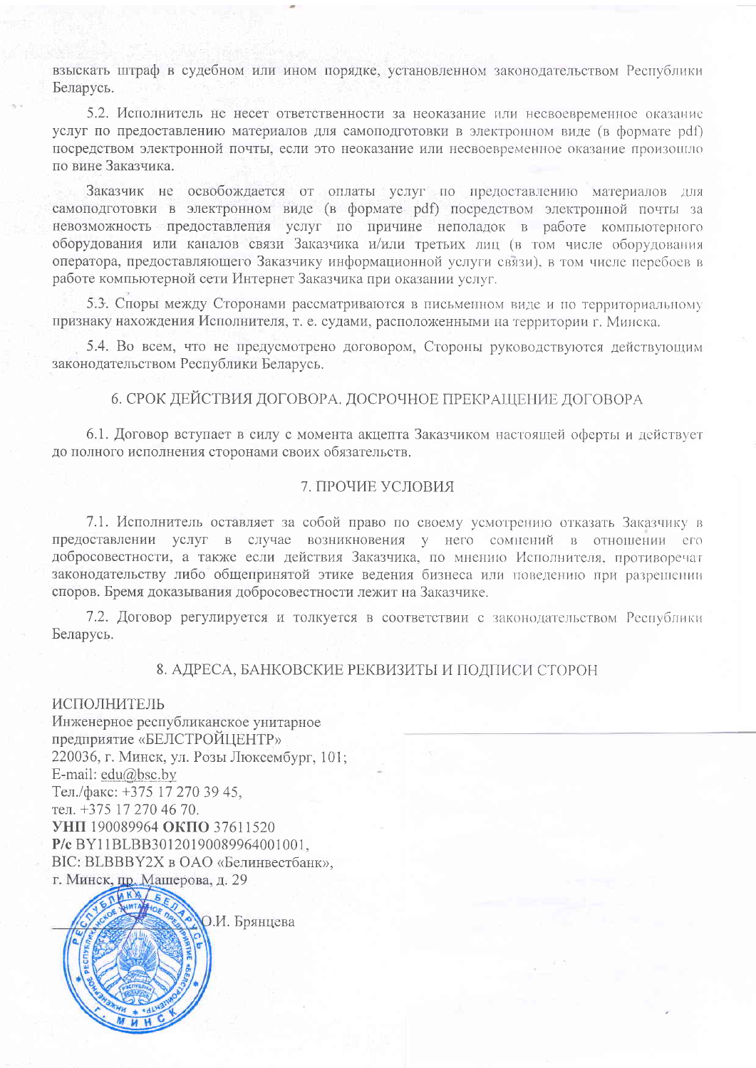взыскать штраф в судебном или ином порядке, установленном законодательством Республики Беларусь.

5.2. Исполнитель не несет ответственности за неоказание или несвоевременное оказание услуг по предоставлению материалов для самоподготовки в электронном виде (в формате pdf) посредством электронной почты, если это неоказание или несвоевременное оказание произошло по вине Заказчика.

Заказчик не освобождается от оплаты услуг по предоставлению материалов для самоподготовки в электронном виде (в формате pdf) посредством электронной почты за невозможность предоставления услуг по причине неполадок в работе компьютерного оборудования или каналов связи Заказчика и/или третьих лиц (в том числе оборудования оператора, предоставляющего Заказчику информационной услуги связи), в том числе перебоев в работе компьютерной сети Интернет Заказчика при оказании услуг.

5.3. Споры между Сторонами рассматриваются в письменном виде и по территориальному признаку нахождения Исполнителя, т. е. судами, расположенными на территории г. Минска.

5.4. Во всем, что не предусмотрено договором, Стороны руководствуются действующим законодательством Республики Беларусь.

## 6. СРОК ДЕЙСТВИЯ ДОГОВОРА. ДОСРОЧНОЕ ПРЕКРАЩЕНИЕ ДОГОВОРА

6.1. Договор вступает в силу с момента акцепта Заказчиком настоящей оферты и действует до полного исполнения сторонами своих обязательств.

## 7. ПРОЧИЕ УСЛОВИЯ

7.1. Исполнитель оставляет за собой право по своему усмотрению отказать Заказчику в предоставлении услуг в случае возникновения у него сомнений в отношении его добросовестности, а также если действия Заказчика, по мнению Исполнителя, противоречат законодательству либо общепринятой этике ведения бизнеса или поведению при разрешении споров. Бремя доказывания добросовестности лежит на Заказчике.

7.2. Договор регулируется и толкуется в соответствии с законодательством Республики Беларусь.

## 8. АДРЕСА, БАНКОВСКИЕ РЕКВИЗИТЫ И ПОДПИСИ СТОРОН

ИСПОЛНИТЕЛЬ
Инженерное республиканское унитарное предприятие «БЕЛСТРОЙЦЕНТР»
220036, г. Минск, ул. Розы Люксембург, 101;
E-mail: edu@bsc.by
Тел./факс: +375 17 270 39 45,
тел. +375 17 270 46 70.
**УНП** 190089964 **ОКПО** 37611520
**Р/с** BY11BLBB30120190089964001001,
BIC: BLBBBY2X в ОАО «Белинвестбанк»,
г. Минск, пр. Машерова, д. 29

_____________ О.И. Брянцева